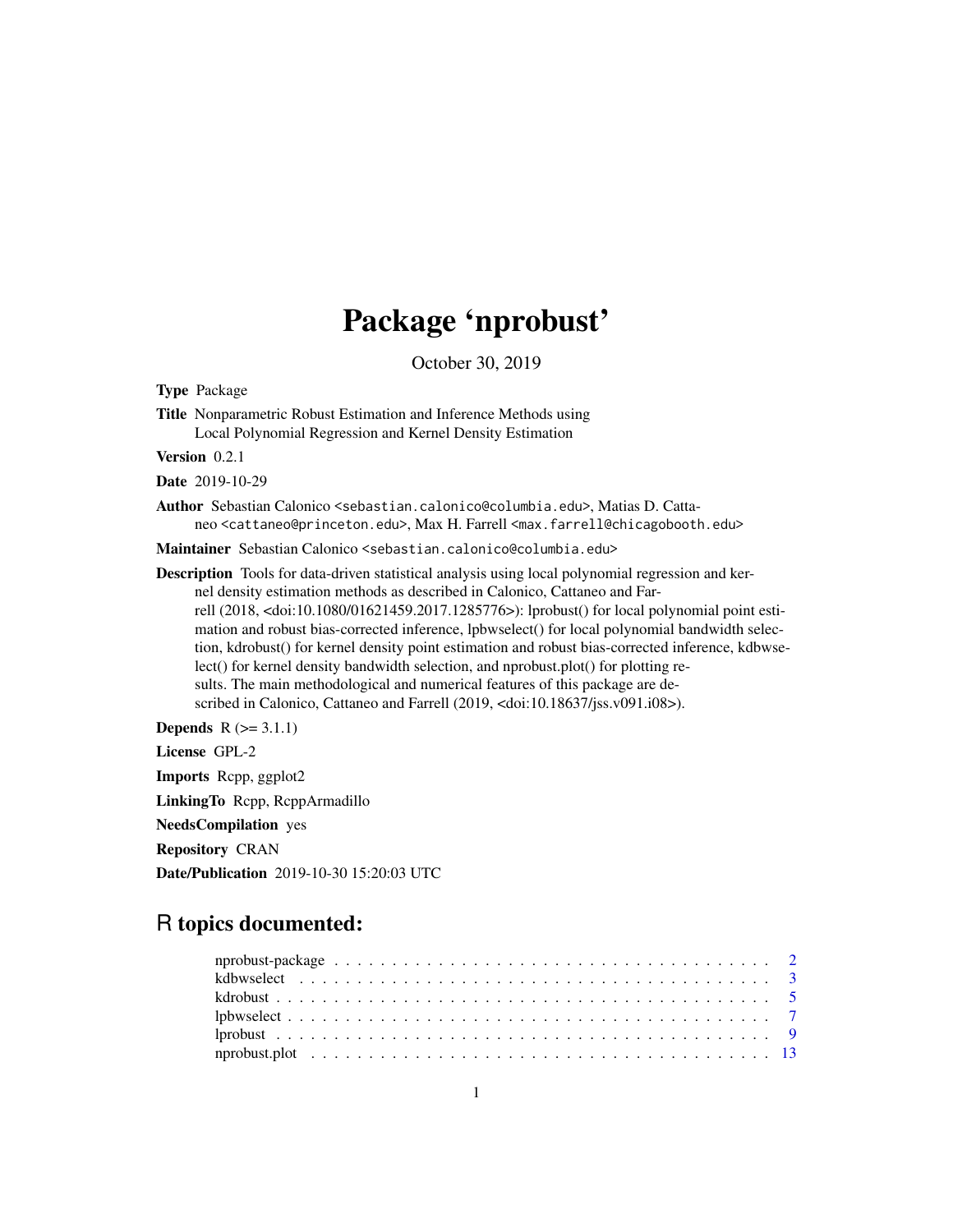# Package 'nprobust'

October 30, 2019

**Type** Package

**Title** Nonparametric Robust Estimation and Inference Methods using Local Polynomial Regression and Kernel Density Estimation

**Version** 0.2.1

**Date** 2019-10-29

**Author** Sebastian Calonico <sebastian.calonico@columbia.edu>, Matias D. Cattaneo <cattaneo@princeton.edu>, Max H. Farrell <max.farrell@chicagobooth.edu>

**Maintainer** Sebastian Calonico <sebastian.calonico@columbia.edu>

**Description** Tools for data-driven statistical analysis using local polynomial regression and kernel density estimation methods as described in Calonico, Cattaneo and Farrell (2018, <doi:10.1080/01621459.2017.1285776>): lprobust() for local polynomial point estimation and robust bias-corrected inference, lpbwselect() for local polynomial bandwidth selection, kdrobust() for kernel density point estimation and robust bias-corrected inference, kdbwselect() for kernel density bandwidth selection, and nprobust.plot() for plotting results. The main methodological and numerical features of this package are described in Calonico, Cattaneo and Farrell (2019, <doi:10.18637/jss.v091.i08>).

**Depends** R (>= 3.1.1)

**License** GPL-2

**Imports** Rcpp, ggplot2

**LinkingTo** Rcpp, RcppArmadillo

**NeedsCompilation** yes

**Repository** CRAN

**Date/Publication** 2019-10-30 15:20:03 UTC

## R topics documented:

nprobust-package . . . . . . . . . . . . . . . . . . . . . . . . . . . . . . . . . . . . 2
kdbwselect . . . . . . . . . . . . . . . . . . . . . . . . . . . . . . . . . . . . . . . . 3
kdrobust . . . . . . . . . . . . . . . . . . . . . . . . . . . . . . . . . . . . . . . . . 5
lpbwselect . . . . . . . . . . . . . . . . . . . . . . . . . . . . . . . . . . . . . . . . 7
lprobust . . . . . . . . . . . . . . . . . . . . . . . . . . . . . . . . . . . . . . . . . 9
nprobust.plot . . . . . . . . . . . . . . . . . . . . . . . . . . . . . . . . . . . . . . 13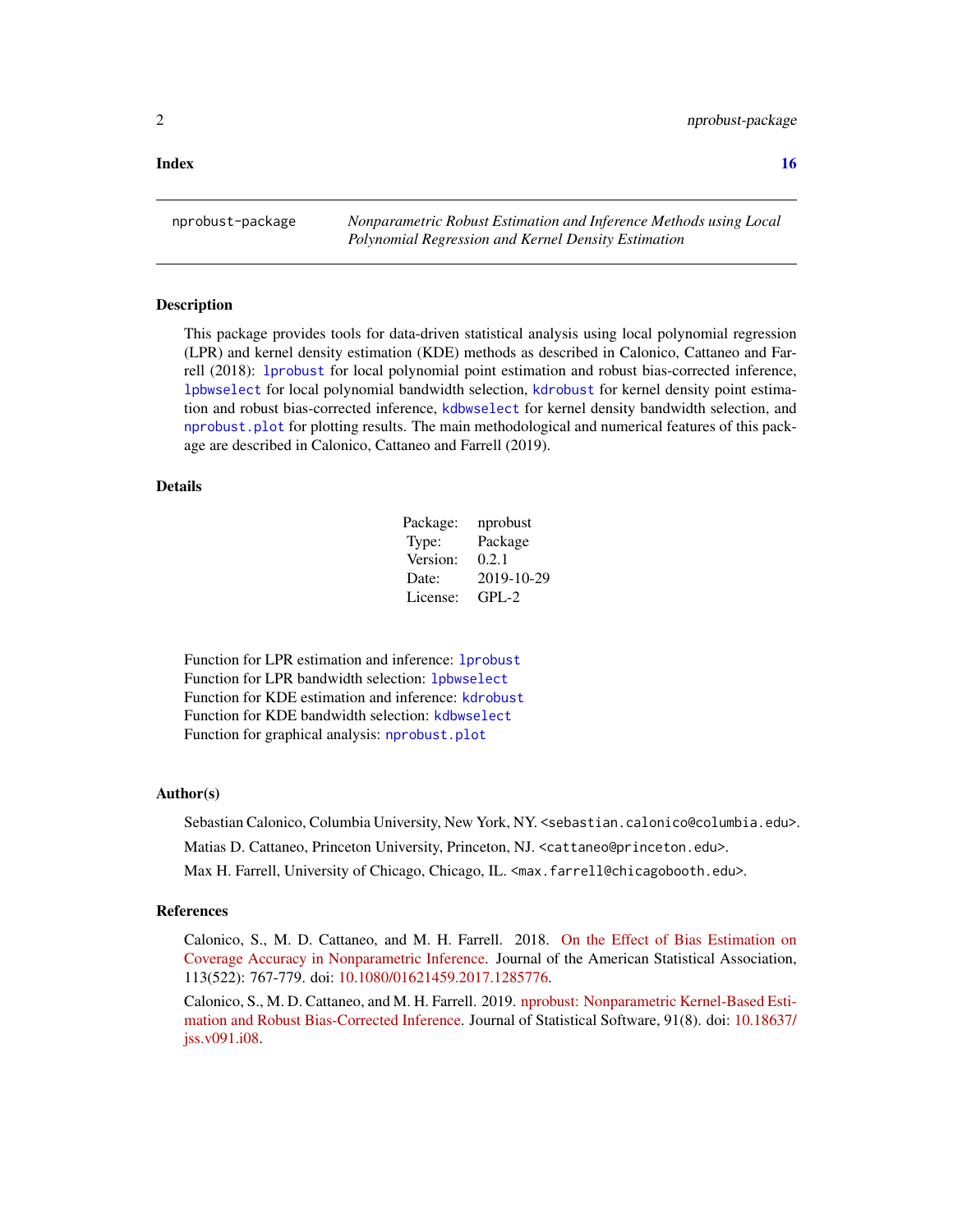**Index** **16**

---

nprobust-package — *Nonparametric Robust Estimation and Inference Methods using Local Polynomial Regression and Kernel Density Estimation*

---

## Description

This package provides tools for data-driven statistical analysis using local polynomial regression (LPR) and kernel density estimation (KDE) methods as described in Calonico, Cattaneo and Farrell (2018): `lprobust` for local polynomial point estimation and robust bias-corrected inference, `lpbwselect` for local polynomial bandwidth selection, `kdrobust` for kernel density point estimation and robust bias-corrected inference, `kdbwselect` for kernel density bandwidth selection, and `nprobust.plot` for plotting results. The main methodological and numerical features of this package are described in Calonico, Cattaneo and Farrell (2019).

## Details

| | |
|---|---|
| Package: | nprobust |
| Type: | Package |
| Version: | 0.2.1 |
| Date: | 2019-10-29 |
| License: | GPL-2 |

Function for LPR estimation and inference: `lprobust`
Function for LPR bandwidth selection: `lpbwselect`
Function for KDE estimation and inference: `kdrobust`
Function for KDE bandwidth selection: `kdbwselect`
Function for graphical analysis: `nprobust.plot`

## Author(s)

Sebastian Calonico, Columbia University, New York, NY. <sebastian.calonico@columbia.edu>.

Matias D. Cattaneo, Princeton University, Princeton, NJ. <cattaneo@princeton.edu>.

Max H. Farrell, University of Chicago, Chicago, IL. <max.farrell@chicagobooth.edu>.

## References

Calonico, S., M. D. Cattaneo, and M. H. Farrell. 2018. On the Effect of Bias Estimation on Coverage Accuracy in Nonparametric Inference. Journal of the American Statistical Association, 113(522): 767-779. doi: 10.1080/01621459.2017.1285776.

Calonico, S., M. D. Cattaneo, and M. H. Farrell. 2019. nprobust: Nonparametric Kernel-Based Estimation and Robust Bias-Corrected Inference. Journal of Statistical Software, 91(8). doi: 10.18637/jss.v091.i08.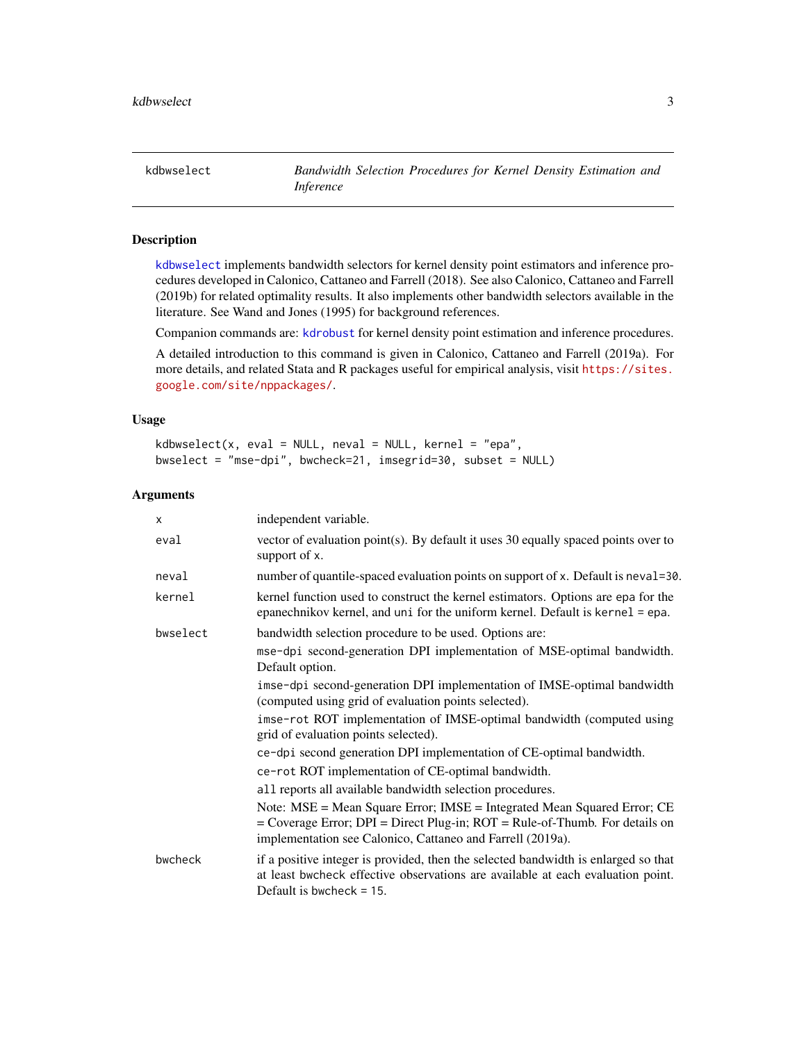## kdbwselect — *Bandwidth Selection Procedures for Kernel Density Estimation and Inference*

### Description

kdbwselect implements bandwidth selectors for kernel density point estimators and inference procedures developed in Calonico, Cattaneo and Farrell (2018). See also Calonico, Cattaneo and Farrell (2019b) for related optimality results. It also implements other bandwidth selectors available in the literature. See Wand and Jones (1995) for background references.

Companion commands are: kdrobust for kernel density point estimation and inference procedures.

A detailed introduction to this command is given in Calonico, Cattaneo and Farrell (2019a). For more details, and related Stata and R packages useful for empirical analysis, visit https://sites.google.com/site/nppackages/.

### Usage

```
kdbwselect(x, eval = NULL, neval = NULL, kernel = "epa",
bwselect = "mse-dpi", bwcheck=21, imsegrid=30, subset = NULL)
```

### Arguments

| | |
|---|---|
| x | independent variable. |
| eval | vector of evaluation point(s). By default it uses 30 equally spaced points over to support of x. |
| neval | number of quantile-spaced evaluation points on support of x. Default is neval=30. |
| kernel | kernel function used to construct the kernel estimators. Options are epa for the epanechnikov kernel, and uni for the uniform kernel. Default is kernel = epa. |
| bwselect | bandwidth selection procedure to be used. Options are: |
| | mse-dpi second-generation DPI implementation of MSE-optimal bandwidth. Default option. |
| | imse-dpi second-generation DPI implementation of IMSE-optimal bandwidth (computed using grid of evaluation points selected). |
| | imse-rot ROT implementation of IMSE-optimal bandwidth (computed using grid of evaluation points selected). |
| | ce-dpi second generation DPI implementation of CE-optimal bandwidth. |
| | ce-rot ROT implementation of CE-optimal bandwidth. |
| | all reports all available bandwidth selection procedures. |
| | Note: MSE = Mean Square Error; IMSE = Integrated Mean Squared Error; CE = Coverage Error; DPI = Direct Plug-in; ROT = Rule-of-Thumb. For details on implementation see Calonico, Cattaneo and Farrell (2019a). |
| bwcheck | if a positive integer is provided, then the selected bandwidth is enlarged so that at least bwcheck effective observations are available at each evaluation point. Default is bwcheck = 15. |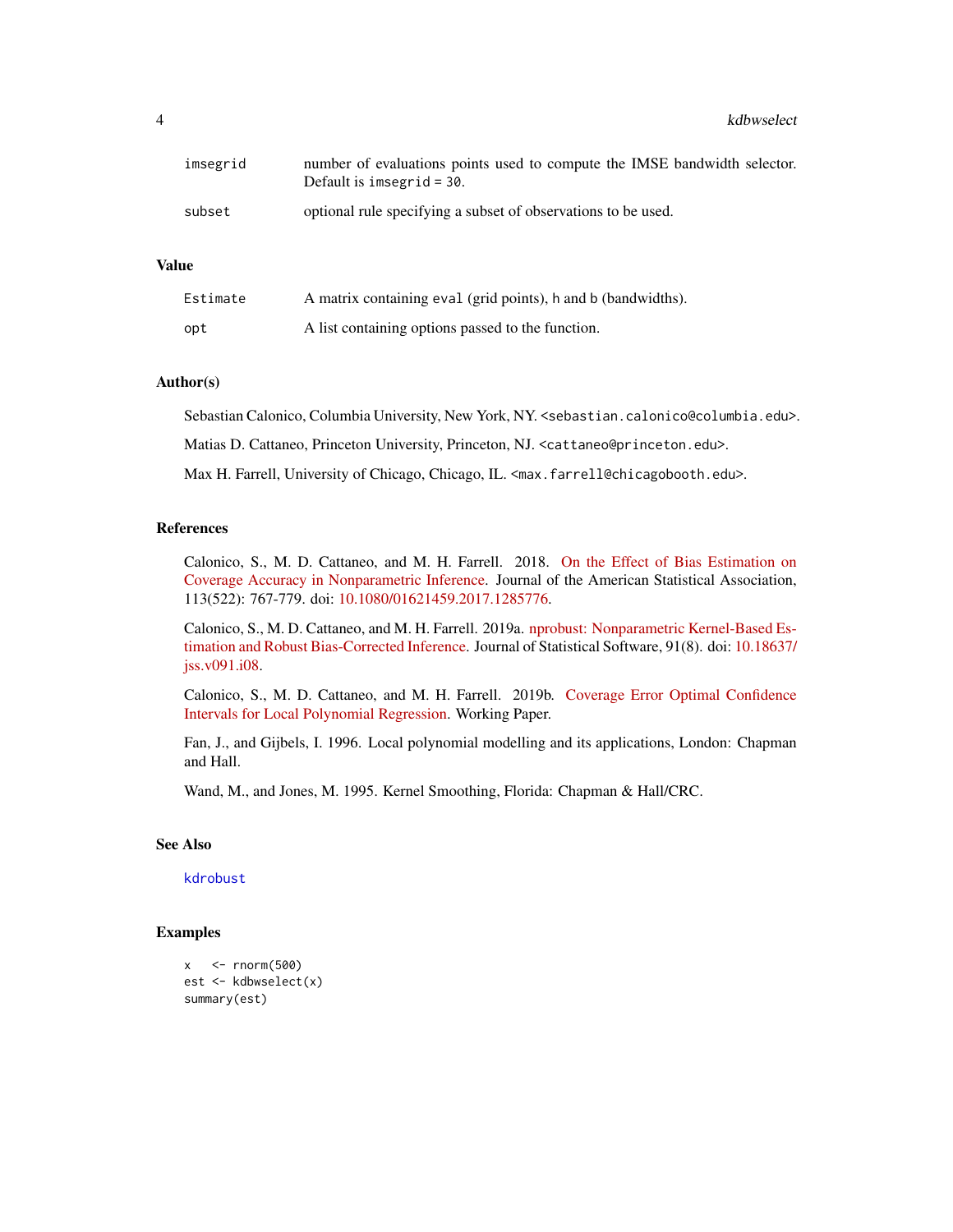| | |
|---|---|
| imsegrid | number of evaluations points used to compute the IMSE bandwidth selector. Default is imsegrid = 30. |
| subset | optional rule specifying a subset of observations to be used. |

## Value

| | |
|---|---|
| Estimate | A matrix containing eval (grid points), h and b (bandwidths). |
| opt | A list containing options passed to the function. |

## Author(s)

Sebastian Calonico, Columbia University, New York, NY. <sebastian.calonico@columbia.edu>.

Matias D. Cattaneo, Princeton University, Princeton, NJ. <cattaneo@princeton.edu>.

Max H. Farrell, University of Chicago, Chicago, IL. <max.farrell@chicagobooth.edu>.

## References

Calonico, S., M. D. Cattaneo, and M. H. Farrell. 2018. On the Effect of Bias Estimation on Coverage Accuracy in Nonparametric Inference. Journal of the American Statistical Association, 113(522): 767-779. doi: 10.1080/01621459.2017.1285776.

Calonico, S., M. D. Cattaneo, and M. H. Farrell. 2019a. nprobust: Nonparametric Kernel-Based Estimation and Robust Bias-Corrected Inference. Journal of Statistical Software, 91(8). doi: 10.18637/jss.v091.i08.

Calonico, S., M. D. Cattaneo, and M. H. Farrell. 2019b. Coverage Error Optimal Confidence Intervals for Local Polynomial Regression. Working Paper.

Fan, J., and Gijbels, I. 1996. Local polynomial modelling and its applications, London: Chapman and Hall.

Wand, M., and Jones, M. 1995. Kernel Smoothing, Florida: Chapman & Hall/CRC.

## See Also

kdrobust

## Examples

```
x   <- rnorm(500)
est <- kdbwselect(x)
summary(est)
```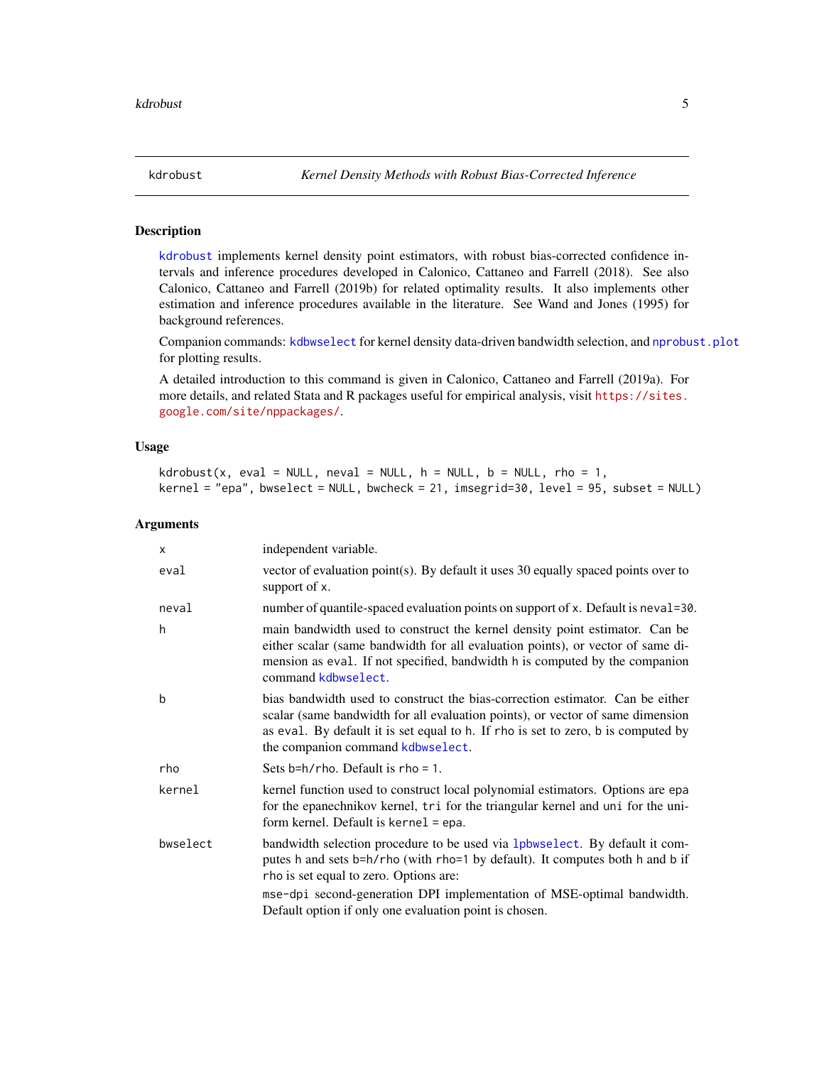## kdrobust — *Kernel Density Methods with Robust Bias-Corrected Inference*

### Description

kdrobust implements kernel density point estimators, with robust bias-corrected confidence intervals and inference procedures developed in Calonico, Cattaneo and Farrell (2018). See also Calonico, Cattaneo and Farrell (2019b) for related optimality results. It also implements other estimation and inference procedures available in the literature. See Wand and Jones (1995) for background references.

Companion commands: kdbwselect for kernel density data-driven bandwidth selection, and nprobust.plot for plotting results.

A detailed introduction to this command is given in Calonico, Cattaneo and Farrell (2019a). For more details, and related Stata and R packages useful for empirical analysis, visit https://sites.google.com/site/nppackages/.

### Usage

```
kdrobust(x, eval = NULL, neval = NULL, h = NULL, b = NULL, rho = 1,
kernel = "epa", bwselect = NULL, bwcheck = 21, imsegrid=30, level = 95, subset = NULL)
```

### Arguments

- `x` — independent variable.
- `eval` — vector of evaluation point(s). By default it uses 30 equally spaced points over to support of `x`.
- `neval` — number of quantile-spaced evaluation points on support of `x`. Default is `neval=30`.
- `h` — main bandwidth used to construct the kernel density point estimator. Can be either scalar (same bandwidth for all evaluation points), or vector of same dimension as `eval`. If not specified, bandwidth `h` is computed by the companion command kdbwselect.
- `b` — bias bandwidth used to construct the bias-correction estimator. Can be either scalar (same bandwidth for all evaluation points), or vector of same dimension as `eval`. By default it is set equal to `h`. If `rho` is set to zero, `b` is computed by the companion command kdbwselect.
- `rho` — Sets `b=h/rho`. Default is `rho = 1`.
- `kernel` — kernel function used to construct local polynomial estimators. Options are `epa` for the epanechnikov kernel, `tri` for the triangular kernel and `uni` for the uniform kernel. Default is `kernel = epa`.
- `bwselect` — bandwidth selection procedure to be used via lpbwselect. By default it computes `h` and sets `b=h/rho` (with `rho=1` by default). It computes both `h` and `b` if `rho` is set equal to zero. Options are:

  `mse-dpi` second-generation DPI implementation of MSE-optimal bandwidth. Default option if only one evaluation point is chosen.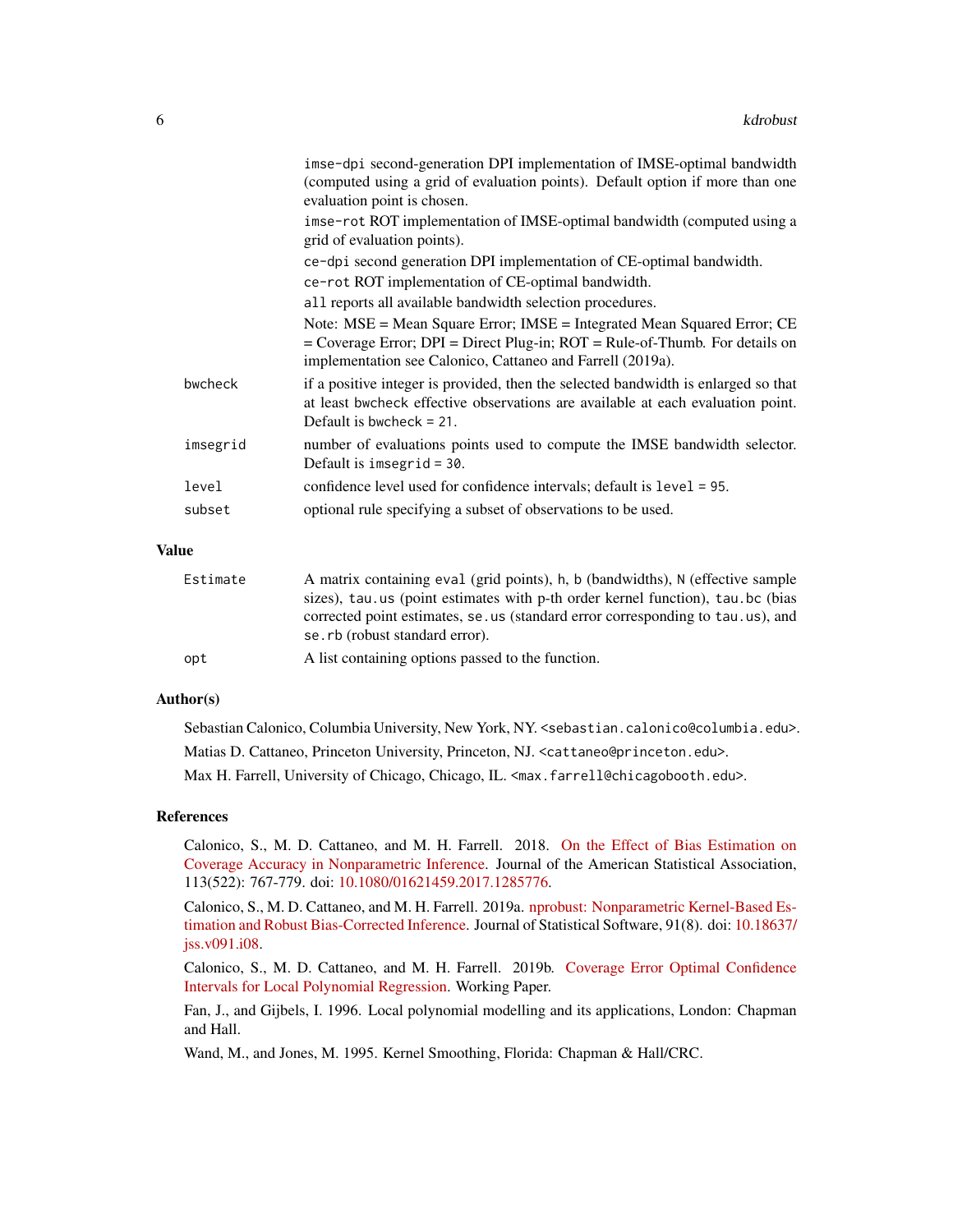imse-dpi second-generation DPI implementation of IMSE-optimal bandwidth (computed using a grid of evaluation points). Default option if more than one evaluation point is chosen.

imse-rot ROT implementation of IMSE-optimal bandwidth (computed using a grid of evaluation points).

ce-dpi second generation DPI implementation of CE-optimal bandwidth.

ce-rot ROT implementation of CE-optimal bandwidth.

all reports all available bandwidth selection procedures.

Note: MSE = Mean Square Error; IMSE = Integrated Mean Squared Error; CE = Coverage Error; DPI = Direct Plug-in; ROT = Rule-of-Thumb. For details on implementation see Calonico, Cattaneo and Farrell (2019a).

bwcheck
: if a positive integer is provided, then the selected bandwidth is enlarged so that at least bwcheck effective observations are available at each evaluation point. Default is bwcheck = 21.

imsegrid
: number of evaluations points used to compute the IMSE bandwidth selector. Default is imsegrid = 30.

level
: confidence level used for confidence intervals; default is level = 95.

subset
: optional rule specifying a subset of observations to be used.

## Value

Estimate
: A matrix containing eval (grid points), h, b (bandwidths), N (effective sample sizes), tau.us (point estimates with p-th order kernel function), tau.bc (bias corrected point estimates, se.us (standard error corresponding to tau.us), and se.rb (robust standard error).

opt
: A list containing options passed to the function.

## Author(s)

Sebastian Calonico, Columbia University, New York, NY. <sebastian.calonico@columbia.edu>.

Matias D. Cattaneo, Princeton University, Princeton, NJ. <cattaneo@princeton.edu>.

Max H. Farrell, University of Chicago, Chicago, IL. <max.farrell@chicagobooth.edu>.

## References

Calonico, S., M. D. Cattaneo, and M. H. Farrell. 2018. On the Effect of Bias Estimation on Coverage Accuracy in Nonparametric Inference. Journal of the American Statistical Association, 113(522): 767-779. doi: 10.1080/01621459.2017.1285776.

Calonico, S., M. D. Cattaneo, and M. H. Farrell. 2019a. nprobust: Nonparametric Kernel-Based Estimation and Robust Bias-Corrected Inference. Journal of Statistical Software, 91(8). doi: 10.18637/jss.v091.i08.

Calonico, S., M. D. Cattaneo, and M. H. Farrell. 2019b. Coverage Error Optimal Confidence Intervals for Local Polynomial Regression. Working Paper.

Fan, J., and Gijbels, I. 1996. Local polynomial modelling and its applications, London: Chapman and Hall.

Wand, M., and Jones, M. 1995. Kernel Smoothing, Florida: Chapman & Hall/CRC.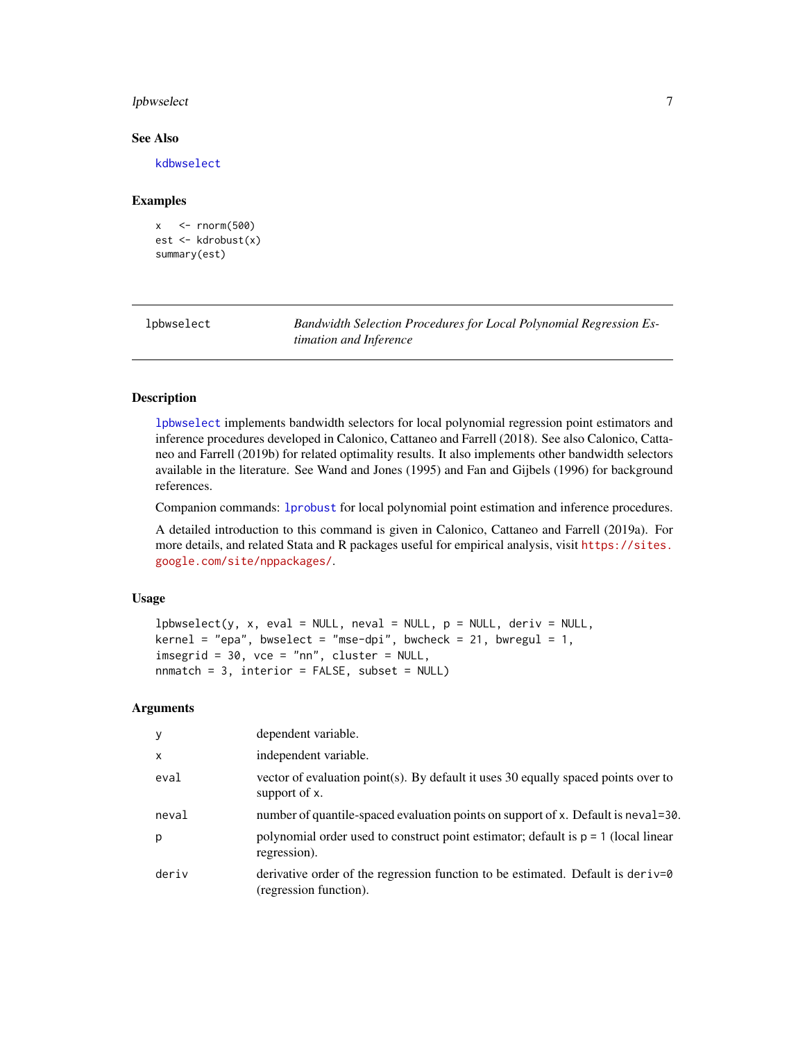### See Also

kdbwselect

### Examples

```
x   <- rnorm(500)
est <- kdrobust(x)
summary(est)
```

---

## lpbwselect — *Bandwidth Selection Procedures for Local Polynomial Regression Estimation and Inference*

---

### Description

lpbwselect implements bandwidth selectors for local polynomial regression point estimators and inference procedures developed in Calonico, Cattaneo and Farrell (2018). See also Calonico, Cattaneo and Farrell (2019b) for related optimality results. It also implements other bandwidth selectors available in the literature. See Wand and Jones (1995) and Fan and Gijbels (1996) for background references.

Companion commands: lprobust for local polynomial point estimation and inference procedures.

A detailed introduction to this command is given in Calonico, Cattaneo and Farrell (2019a). For more details, and related Stata and R packages useful for empirical analysis, visit https://sites.google.com/site/nppackages/.

### Usage

```
lpbwselect(y, x, eval = NULL, neval = NULL, p = NULL, deriv = NULL,
kernel = "epa", bwselect = "mse-dpi", bwcheck = 21, bwregul = 1,
imsegrid = 30, vce = "nn", cluster = NULL,
nnmatch = 3, interior = FALSE, subset = NULL)
```

### Arguments

| | |
|---|---|
| y | dependent variable. |
| x | independent variable. |
| eval | vector of evaluation point(s). By default it uses 30 equally spaced points over to support of x. |
| neval | number of quantile-spaced evaluation points on support of x. Default is neval=30. |
| p | polynomial order used to construct point estimator; default is p = 1 (local linear regression). |
| deriv | derivative order of the regression function to be estimated. Default is deriv=0 (regression function). |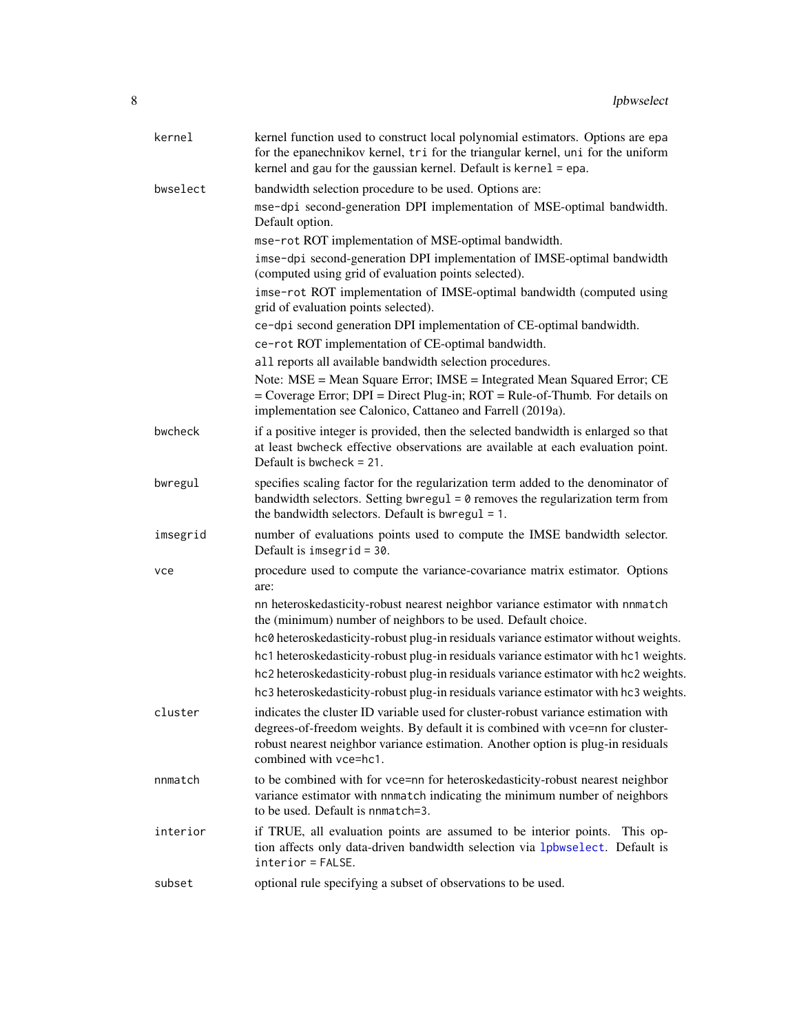`kernel`
: kernel function used to construct local polynomial estimators. Options are `epa` for the epanechnikov kernel, `tri` for the triangular kernel, `uni` for the uniform kernel and `gau` for the gaussian kernel. Default is `kernel = epa`.

`bwselect`
: bandwidth selection procedure to be used. Options are:

  `mse-dpi` second-generation DPI implementation of MSE-optimal bandwidth. Default option.

  `mse-rot` ROT implementation of MSE-optimal bandwidth.

  `imse-dpi` second-generation DPI implementation of IMSE-optimal bandwidth (computed using grid of evaluation points selected).

  `imse-rot` ROT implementation of IMSE-optimal bandwidth (computed using grid of evaluation points selected).

  `ce-dpi` second generation DPI implementation of CE-optimal bandwidth.

  `ce-rot` ROT implementation of CE-optimal bandwidth.

  `all` reports all available bandwidth selection procedures.

  Note: MSE = Mean Square Error; IMSE = Integrated Mean Squared Error; CE = Coverage Error; DPI = Direct Plug-in; ROT = Rule-of-Thumb. For details on implementation see Calonico, Cattaneo and Farrell (2019a).

`bwcheck`
: if a positive integer is provided, then the selected bandwidth is enlarged so that at least `bwcheck` effective observations are available at each evaluation point. Default is `bwcheck = 21`.

`bwregul`
: specifies scaling factor for the regularization term added to the denominator of bandwidth selectors. Setting `bwregul = 0` removes the regularization term from the bandwidth selectors. Default is `bwregul = 1`.

`imsegrid`
: number of evaluations points used to compute the IMSE bandwidth selector. Default is `imsegrid = 30`.

`vce`
: procedure used to compute the variance-covariance matrix estimator. Options are:

  `nn` heteroskedasticity-robust nearest neighbor variance estimator with `nnmatch` the (minimum) number of neighbors to be used. Default choice.

  `hc0` heteroskedasticity-robust plug-in residuals variance estimator without weights.

  `hc1` heteroskedasticity-robust plug-in residuals variance estimator with `hc1` weights.

  `hc2` heteroskedasticity-robust plug-in residuals variance estimator with `hc2` weights.

  `hc3` heteroskedasticity-robust plug-in residuals variance estimator with `hc3` weights.

`cluster`
: indicates the cluster ID variable used for cluster-robust variance estimation with degrees-of-freedom weights. By default it is combined with `vce=nn` for cluster-robust nearest neighbor variance estimation. Another option is plug-in residuals combined with `vce=hc1`.

`nnmatch`
: to be combined with for `vce=nn` for heteroskedasticity-robust nearest neighbor variance estimator with `nnmatch` indicating the minimum number of neighbors to be used. Default is `nnmatch=3`.

`interior`
: if TRUE, all evaluation points are assumed to be interior points. This option affects only data-driven bandwidth selection via `lpbwselect`. Default is `interior = FALSE`.

`subset`
: optional rule specifying a subset of observations to be used.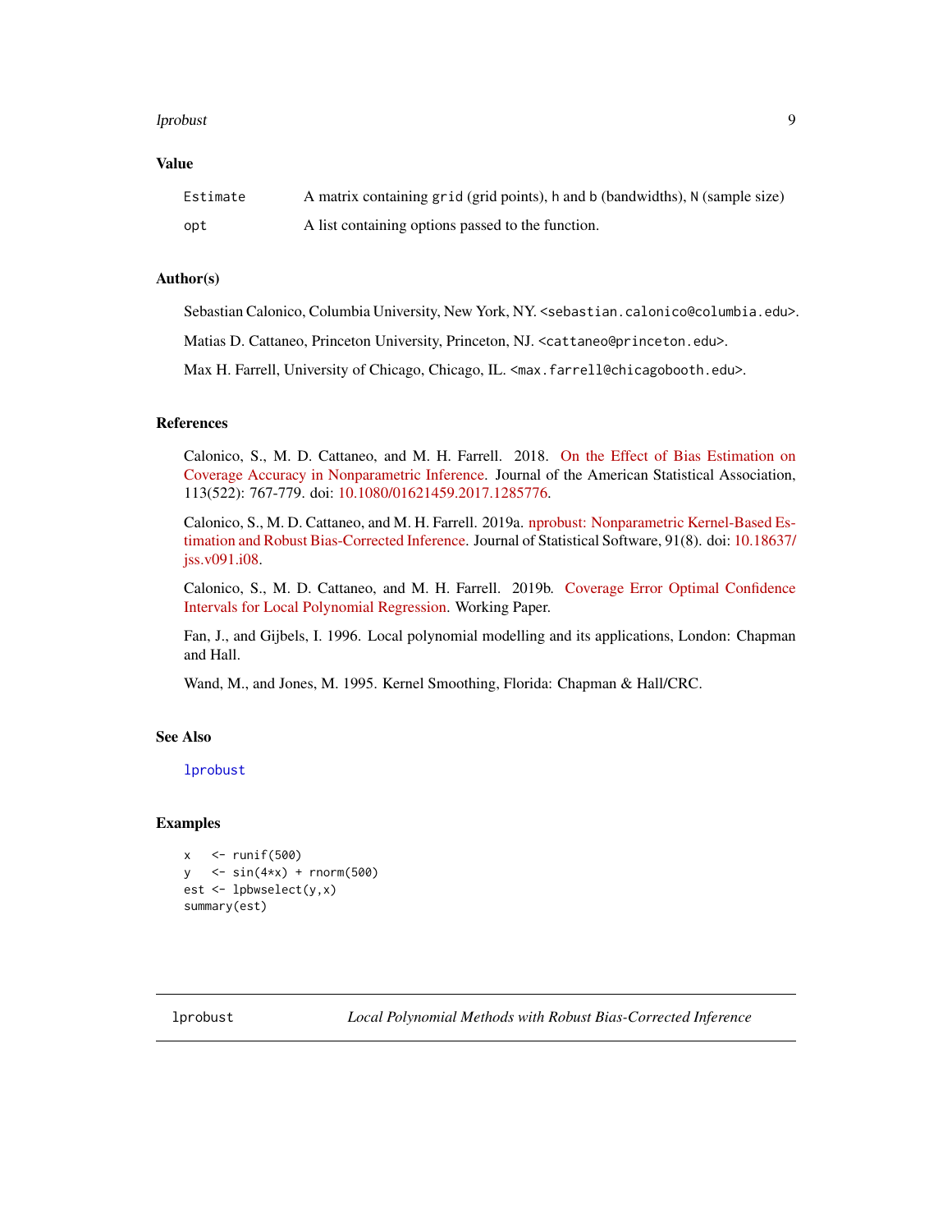## Value

| | |
|---|---|
| `Estimate` | A matrix containing `grid` (grid points), `h` and `b` (bandwidths), `N` (sample size) |
| `opt` | A list containing options passed to the function. |

## Author(s)

Sebastian Calonico, Columbia University, New York, NY. <sebastian.calonico@columbia.edu>.

Matias D. Cattaneo, Princeton University, Princeton, NJ. <cattaneo@princeton.edu>.

Max H. Farrell, University of Chicago, Chicago, IL. <max.farrell@chicagobooth.edu>.

## References

Calonico, S., M. D. Cattaneo, and M. H. Farrell. 2018. On the Effect of Bias Estimation on Coverage Accuracy in Nonparametric Inference. Journal of the American Statistical Association, 113(522): 767-779. doi: 10.1080/01621459.2017.1285776.

Calonico, S., M. D. Cattaneo, and M. H. Farrell. 2019a. nprobust: Nonparametric Kernel-Based Estimation and Robust Bias-Corrected Inference. Journal of Statistical Software, 91(8). doi: 10.18637/jss.v091.i08.

Calonico, S., M. D. Cattaneo, and M. H. Farrell. 2019b. Coverage Error Optimal Confidence Intervals for Local Polynomial Regression. Working Paper.

Fan, J., and Gijbels, I. 1996. Local polynomial modelling and its applications, London: Chapman and Hall.

Wand, M., and Jones, M. 1995. Kernel Smoothing, Florida: Chapman & Hall/CRC.

## See Also

`lprobust`

## Examples

```
x   <- runif(500)
y   <- sin(4*x) + rnorm(500)
est <- lpbwselect(y,x)
summary(est)
```

---

`lprobust` *Local Polynomial Methods with Robust Bias-Corrected Inference*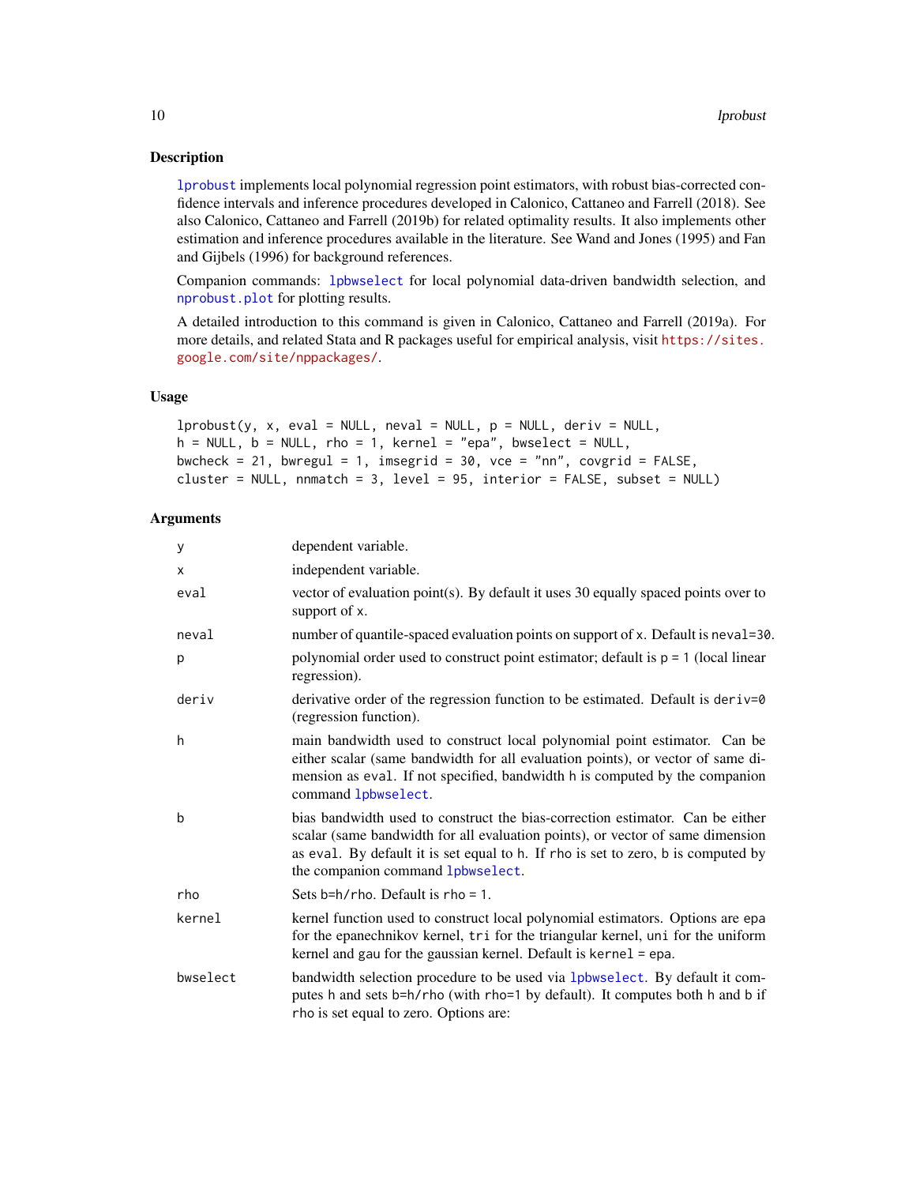## Description

lprobust implements local polynomial regression point estimators, with robust bias-corrected confidence intervals and inference procedures developed in Calonico, Cattaneo and Farrell (2018). See also Calonico, Cattaneo and Farrell (2019b) for related optimality results. It also implements other estimation and inference procedures available in the literature. See Wand and Jones (1995) and Fan and Gijbels (1996) for background references.

Companion commands: lpbwselect for local polynomial data-driven bandwidth selection, and nprobust.plot for plotting results.

A detailed introduction to this command is given in Calonico, Cattaneo and Farrell (2019a). For more details, and related Stata and R packages useful for empirical analysis, visit https://sites.google.com/site/nppackages/.

## Usage

```
lprobust(y, x, eval = NULL, neval = NULL, p = NULL, deriv = NULL,
h = NULL, b = NULL, rho = 1, kernel = "epa", bwselect = NULL,
bwcheck = 21, bwregul = 1, imsegrid = 30, vce = "nn", covgrid = FALSE,
cluster = NULL, nnmatch = 3, level = 95, interior = FALSE, subset = NULL)
```

## Arguments

| | |
|---|---|
| y | dependent variable. |
| x | independent variable. |
| eval | vector of evaluation point(s). By default it uses 30 equally spaced points over to support of x. |
| neval | number of quantile-spaced evaluation points on support of x. Default is neval=30. |
| p | polynomial order used to construct point estimator; default is p = 1 (local linear regression). |
| deriv | derivative order of the regression function to be estimated. Default is deriv=0 (regression function). |
| h | main bandwidth used to construct local polynomial point estimator. Can be either scalar (same bandwidth for all evaluation points), or vector of same dimension as eval. If not specified, bandwidth h is computed by the companion command lpbwselect. |
| b | bias bandwidth used to construct the bias-correction estimator. Can be either scalar (same bandwidth for all evaluation points), or vector of same dimension as eval. By default it is set equal to h. If rho is set to zero, b is computed by the companion command lpbwselect. |
| rho | Sets b=h/rho. Default is rho = 1. |
| kernel | kernel function used to construct local polynomial estimators. Options are epa for the epanechnikov kernel, tri for the triangular kernel, uni for the uniform kernel and gau for the gaussian kernel. Default is kernel = epa. |
| bwselect | bandwidth selection procedure to be used via lpbwselect. By default it computes h and sets b=h/rho (with rho=1 by default). It computes both h and b if rho is set equal to zero. Options are: |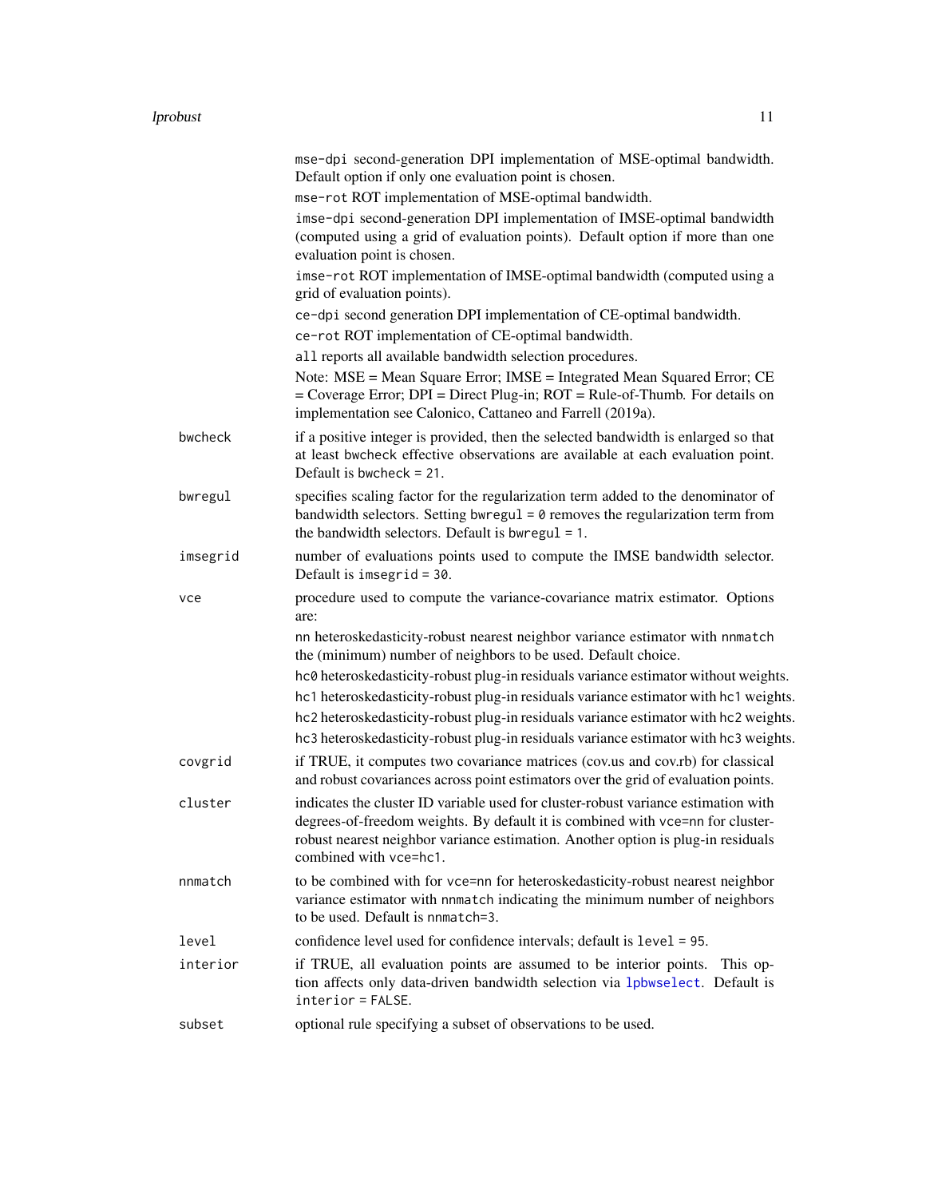`mse-dpi` second-generation DPI implementation of MSE-optimal bandwidth. Default option if only one evaluation point is chosen.

`mse-rot` ROT implementation of MSE-optimal bandwidth.

`imse-dpi` second-generation DPI implementation of IMSE-optimal bandwidth (computed using a grid of evaluation points). Default option if more than one evaluation point is chosen.

`imse-rot` ROT implementation of IMSE-optimal bandwidth (computed using a grid of evaluation points).

`ce-dpi` second generation DPI implementation of CE-optimal bandwidth.

`ce-rot` ROT implementation of CE-optimal bandwidth.

`all` reports all available bandwidth selection procedures.

Note: MSE = Mean Square Error; IMSE = Integrated Mean Squared Error; CE = Coverage Error; DPI = Direct Plug-in; ROT = Rule-of-Thumb. For details on implementation see Calonico, Cattaneo and Farrell (2019a).

`bwcheck`
: if a positive integer is provided, then the selected bandwidth is enlarged so that at least `bwcheck` effective observations are available at each evaluation point. Default is `bwcheck = 21`.

`bwregul`
: specifies scaling factor for the regularization term added to the denominator of bandwidth selectors. Setting `bwregul = 0` removes the regularization term from the bandwidth selectors. Default is `bwregul = 1`.

`imsegrid`
: number of evaluations points used to compute the IMSE bandwidth selector. Default is `imsegrid = 30`.

`vce`
: procedure used to compute the variance-covariance matrix estimator. Options are:

`nn` heteroskedasticity-robust nearest neighbor variance estimator with `nnmatch` the (minimum) number of neighbors to be used. Default choice.

`hc0` heteroskedasticity-robust plug-in residuals variance estimator without weights.

`hc1` heteroskedasticity-robust plug-in residuals variance estimator with `hc1` weights.

`hc2` heteroskedasticity-robust plug-in residuals variance estimator with `hc2` weights.

`hc3` heteroskedasticity-robust plug-in residuals variance estimator with `hc3` weights.

`covgrid`
: if TRUE, it computes two covariance matrices (cov.us and cov.rb) for classical and robust covariances across point estimators over the grid of evaluation points.

`cluster`
: indicates the cluster ID variable used for cluster-robust variance estimation with degrees-of-freedom weights. By default it is combined with `vce=nn` for cluster-robust nearest neighbor variance estimation. Another option is plug-in residuals combined with `vce=hc1`.

`nnmatch`
: to be combined with for `vce=nn` for heteroskedasticity-robust nearest neighbor variance estimator with `nnmatch` indicating the minimum number of neighbors to be used. Default is `nnmatch=3`.

`level`
: confidence level used for confidence intervals; default is `level = 95`.

`interior`
: if TRUE, all evaluation points are assumed to be interior points. This option affects only data-driven bandwidth selection via `lpbwselect`. Default is `interior = FALSE`.

`subset`
: optional rule specifying a subset of observations to be used.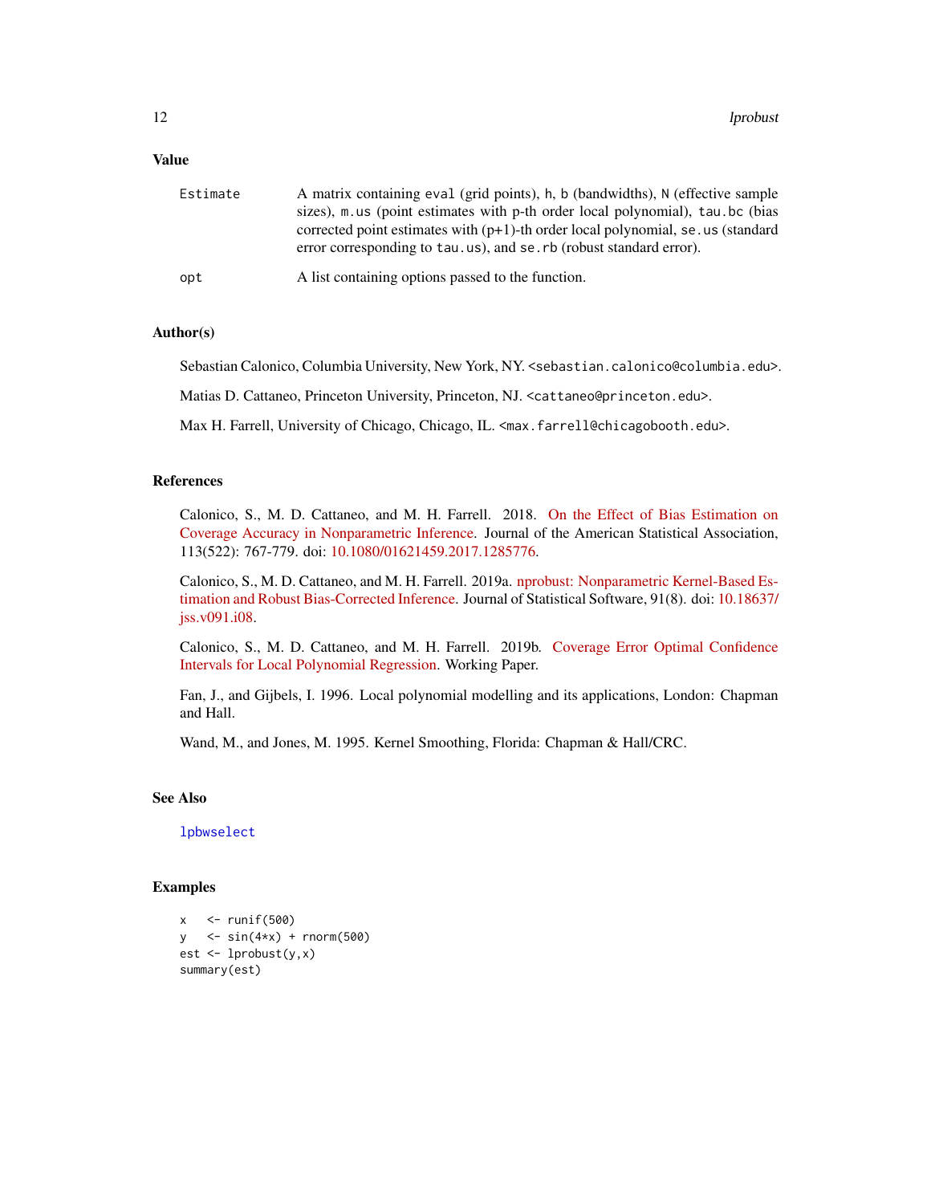### Value

**Estimate** A matrix containing `eval` (grid points), `h`, `b` (bandwidths), `N` (effective sample sizes), `m.us` (point estimates with p-th order local polynomial), `tau.bc` (bias corrected point estimates with (p+1)-th order local polynomial, `se.us` (standard error corresponding to `tau.us`), and `se.rb` (robust standard error).

**opt** A list containing options passed to the function.

### Author(s)

Sebastian Calonico, Columbia University, New York, NY. <sebastian.calonico@columbia.edu>.

Matias D. Cattaneo, Princeton University, Princeton, NJ. <cattaneo@princeton.edu>.

Max H. Farrell, University of Chicago, Chicago, IL. <max.farrell@chicagobooth.edu>.

### References

Calonico, S., M. D. Cattaneo, and M. H. Farrell. 2018. On the Effect of Bias Estimation on Coverage Accuracy in Nonparametric Inference. Journal of the American Statistical Association, 113(522): 767-779. doi: 10.1080/01621459.2017.1285776.

Calonico, S., M. D. Cattaneo, and M. H. Farrell. 2019a. nprobust: Nonparametric Kernel-Based Estimation and Robust Bias-Corrected Inference. Journal of Statistical Software, 91(8). doi: 10.18637/jss.v091.i08.

Calonico, S., M. D. Cattaneo, and M. H. Farrell. 2019b. Coverage Error Optimal Confidence Intervals for Local Polynomial Regression. Working Paper.

Fan, J., and Gijbels, I. 1996. Local polynomial modelling and its applications, London: Chapman and Hall.

Wand, M., and Jones, M. 1995. Kernel Smoothing, Florida: Chapman & Hall/CRC.

### See Also

`lpbwselect`

### Examples

```
x   <- runif(500)
y   <- sin(4*x) + rnorm(500)
est <- lprobust(y,x)
summary(est)
```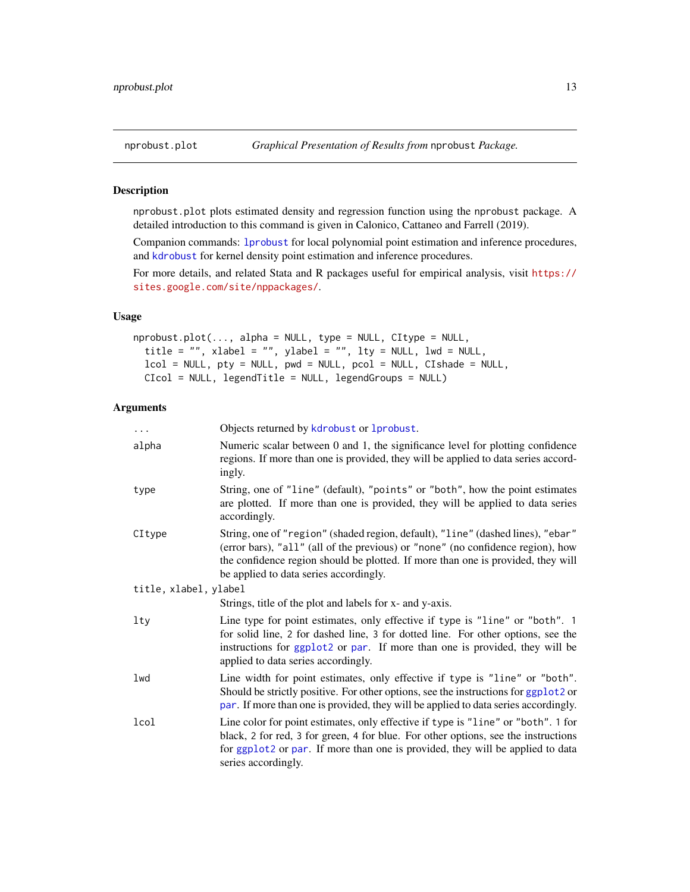## nprobust.plot — *Graphical Presentation of Results from* `nprobust` *Package.*

### Description

`nprobust.plot` plots estimated density and regression function using the `nprobust` package. A detailed introduction to this command is given in Calonico, Cattaneo and Farrell (2019).

Companion commands: `lprobust` for local polynomial point estimation and inference procedures, and `kdrobust` for kernel density point estimation and inference procedures.

For more details, and related Stata and R packages useful for empirical analysis, visit https://sites.google.com/site/nppackages/.

### Usage

```
nprobust.plot(..., alpha = NULL, type = NULL, CItype = NULL,
  title = "", xlabel = "", ylabel = "", lty = NULL, lwd = NULL,
  lcol = NULL, pty = NULL, pwd = NULL, pcol = NULL, CIshade = NULL,
  CIcol = NULL, legendTitle = NULL, legendGroups = NULL)
```

### Arguments

| | |
|---|---|
| `...` | Objects returned by `kdrobust` or `lprobust`. |
| `alpha` | Numeric scalar between 0 and 1, the significance level for plotting confidence regions. If more than one is provided, they will be applied to data series accordingly. |
| `type` | String, one of `"line"` (default), `"points"` or `"both"`, how the point estimates are plotted. If more than one is provided, they will be applied to data series accordingly. |
| `CItype` | String, one of `"region"` (shaded region, default), `"line"` (dashed lines), `"ebar"` (error bars), `"all"` (all of the previous) or `"none"` (no confidence region), how the confidence region should be plotted. If more than one is provided, they will be applied to data series accordingly. |
| `title, xlabel, ylabel` | Strings, title of the plot and labels for x- and y-axis. |
| `lty` | Line type for point estimates, only effective if `type` is `"line"` or `"both"`. `1` for solid line, `2` for dashed line, `3` for dotted line. For other options, see the instructions for `ggplot2` or `par`. If more than one is provided, they will be applied to data series accordingly. |
| `lwd` | Line width for point estimates, only effective if `type` is `"line"` or `"both"`. Should be strictly positive. For other options, see the instructions for `ggplot2` or `par`. If more than one is provided, they will be applied to data series accordingly. |
| `lcol` | Line color for point estimates, only effective if `type` is `"line"` or `"both"`. `1` for black, `2` for red, `3` for green, `4` for blue. For other options, see the instructions for `ggplot2` or `par`. If more than one is provided, they will be applied to data series accordingly. |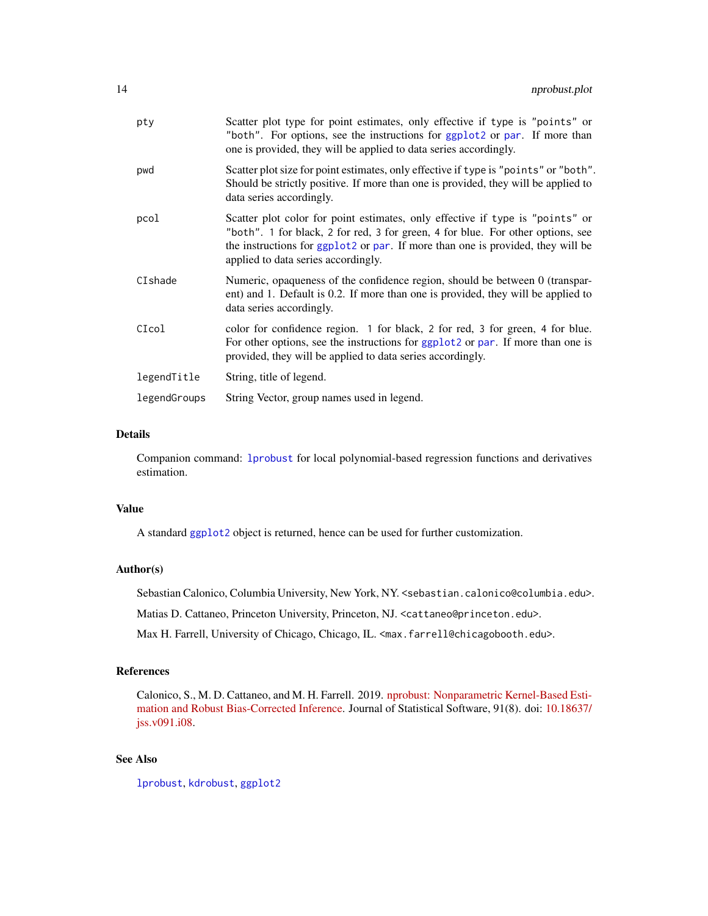| | |
|---|---|
| pty | Scatter plot type for point estimates, only effective if type is "points" or "both". For options, see the instructions for ggplot2 or par. If more than one is provided, they will be applied to data series accordingly. |
| pwd | Scatter plot size for point estimates, only effective if type is "points" or "both". Should be strictly positive. If more than one is provided, they will be applied to data series accordingly. |
| pcol | Scatter plot color for point estimates, only effective if type is "points" or "both". 1 for black, 2 for red, 3 for green, 4 for blue. For other options, see the instructions for ggplot2 or par. If more than one is provided, they will be applied to data series accordingly. |
| CIshade | Numeric, opaqueness of the confidence region, should be between 0 (transparent) and 1. Default is 0.2. If more than one is provided, they will be applied to data series accordingly. |
| CIcol | color for confidence region. 1 for black, 2 for red, 3 for green, 4 for blue. For other options, see the instructions for ggplot2 or par. If more than one is provided, they will be applied to data series accordingly. |
| legendTitle | String, title of legend. |
| legendGroups | String Vector, group names used in legend. |

## Details

Companion command: lprobust for local polynomial-based regression functions and derivatives estimation.

## Value

A standard ggplot2 object is returned, hence can be used for further customization.

## Author(s)

Sebastian Calonico, Columbia University, New York, NY. <sebastian.calonico@columbia.edu>.

Matias D. Cattaneo, Princeton University, Princeton, NJ. <cattaneo@princeton.edu>.

Max H. Farrell, University of Chicago, Chicago, IL. <max.farrell@chicagobooth.edu>.

## References

Calonico, S., M. D. Cattaneo, and M. H. Farrell. 2019. nprobust: Nonparametric Kernel-Based Estimation and Robust Bias-Corrected Inference. Journal of Statistical Software, 91(8). doi: 10.18637/jss.v091.i08.

## See Also

lprobust, kdrobust, ggplot2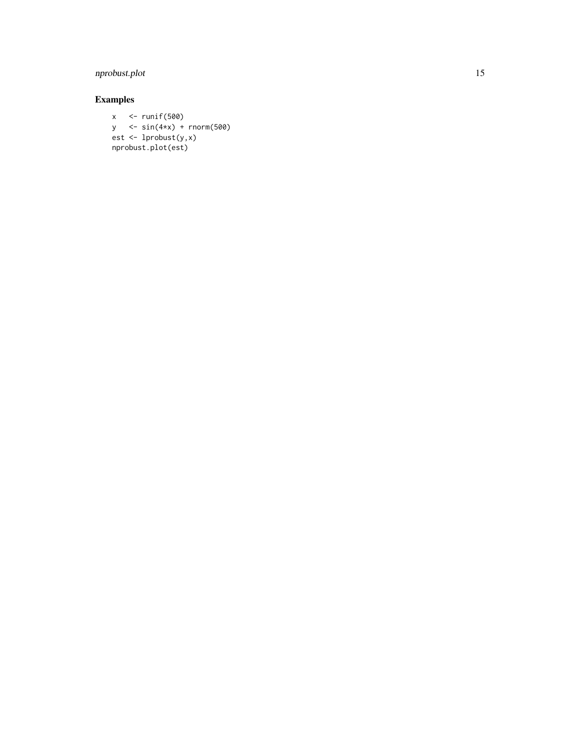## Examples

```
x   <- runif(500)
y   <- sin(4*x) + rnorm(500)
est <- lprobust(y,x)
nprobust.plot(est)
```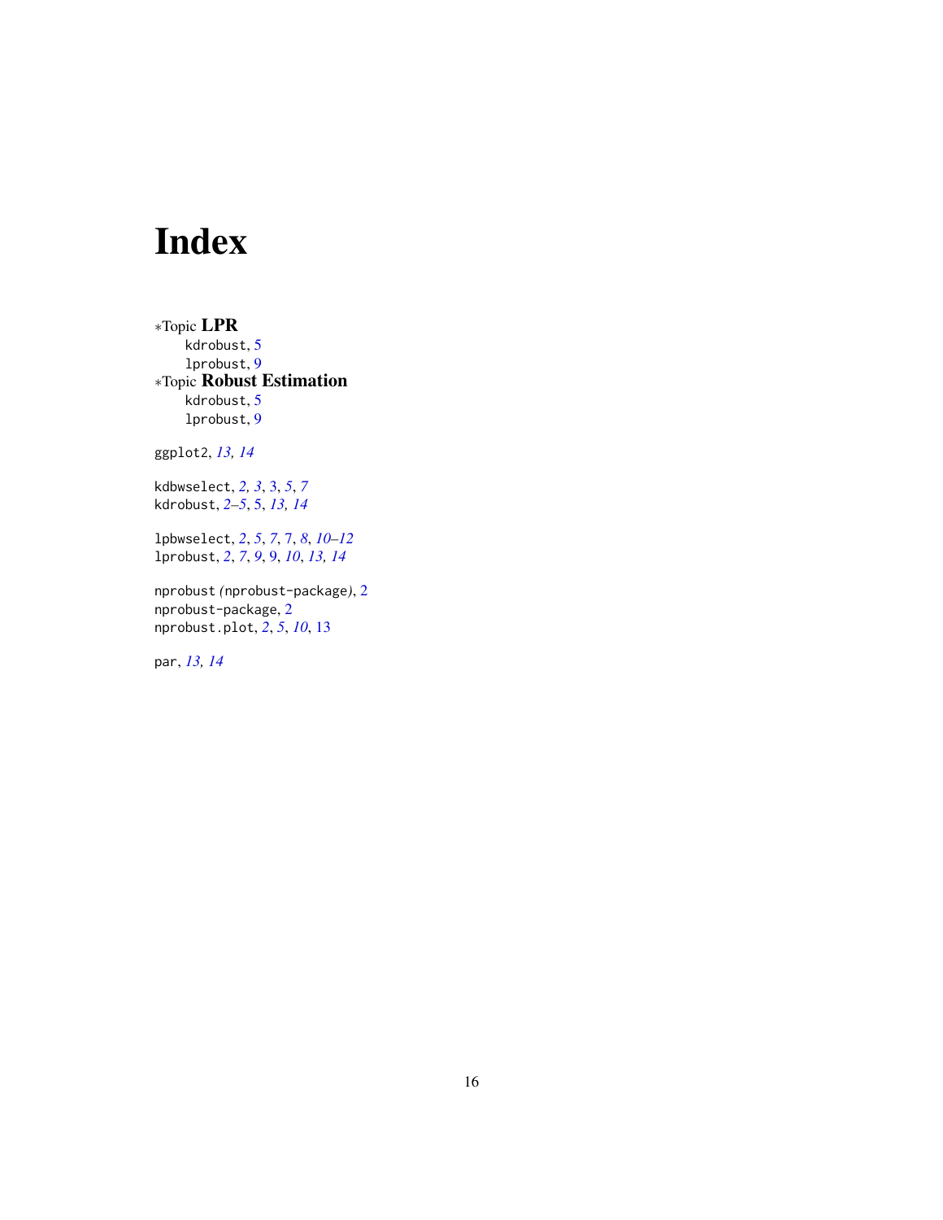# Index

∗Topic **LPR**
    kdrobust, 5
    lprobust, 9
∗Topic **Robust Estimation**
    kdrobust, 5
    lprobust, 9

ggplot2, *13, 14*

kdbwselect, *2, 3*, 3, *5*, *7*
kdrobust, *2–5*, 5, *13, 14*

lpbwselect, *2*, *5*, *7*, 7, *8*, *10–12*
lprobust, *2*, *7*, *9*, 9, *10*, *13, 14*

nprobust *(*nprobust-package*)*, 2
nprobust-package, 2
nprobust.plot, *2*, *5*, *10*, 13

par, *13, 14*